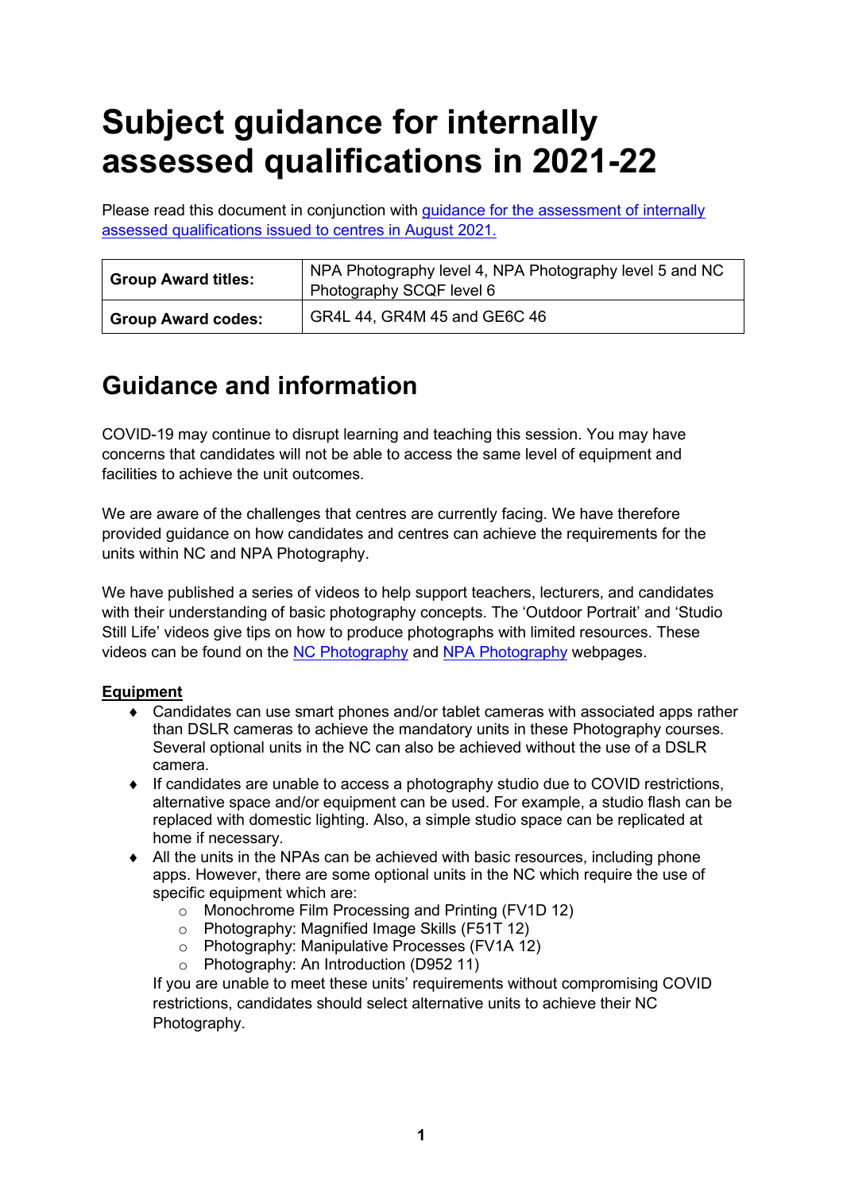# Subject guidance for internally assessed qualifications in 2021-22

Please read this document in conjunction with [guidance for the assessment of internally assessed qualifications issued to centres in August 2021.]()

| | |
|---|---|
| **Group Award titles:** | NPA Photography level 4, NPA Photography level 5 and NC Photography SCQF level 6 |
| **Group Award codes:** | GR4L 44, GR4M 45 and GE6C 46 |

## Guidance and information

COVID-19 may continue to disrupt learning and teaching this session. You may have concerns that candidates will not be able to access the same level of equipment and facilities to achieve the unit outcomes.

We are aware of the challenges that centres are currently facing. We have therefore provided guidance on how candidates and centres can achieve the requirements for the units within NC and NPA Photography.

We have published a series of videos to help support teachers, lecturers, and candidates with their understanding of basic photography concepts. The 'Outdoor Portrait' and 'Studio Still Life' videos give tips on how to produce photographs with limited resources. These videos can be found on the [NC Photography]() and [NPA Photography]() webpages.

**Equipment**

- Candidates can use smart phones and/or tablet cameras with associated apps rather than DSLR cameras to achieve the mandatory units in these Photography courses. Several optional units in the NC can also be achieved without the use of a DSLR camera.
- If candidates are unable to access a photography studio due to COVID restrictions, alternative space and/or equipment can be used. For example, a studio flash can be replaced with domestic lighting. Also, a simple studio space can be replicated at home if necessary.
- All the units in the NPAs can be achieved with basic resources, including phone apps. However, there are some optional units in the NC which require the use of specific equipment which are:
  - Monochrome Film Processing and Printing (FV1D 12)
  - Photography: Magnified Image Skills (F51T 12)
  - Photography: Manipulative Processes (FV1A 12)
  - Photography: An Introduction (D952 11)

  If you are unable to meet these units' requirements without compromising COVID restrictions, candidates should select alternative units to achieve their NC Photography.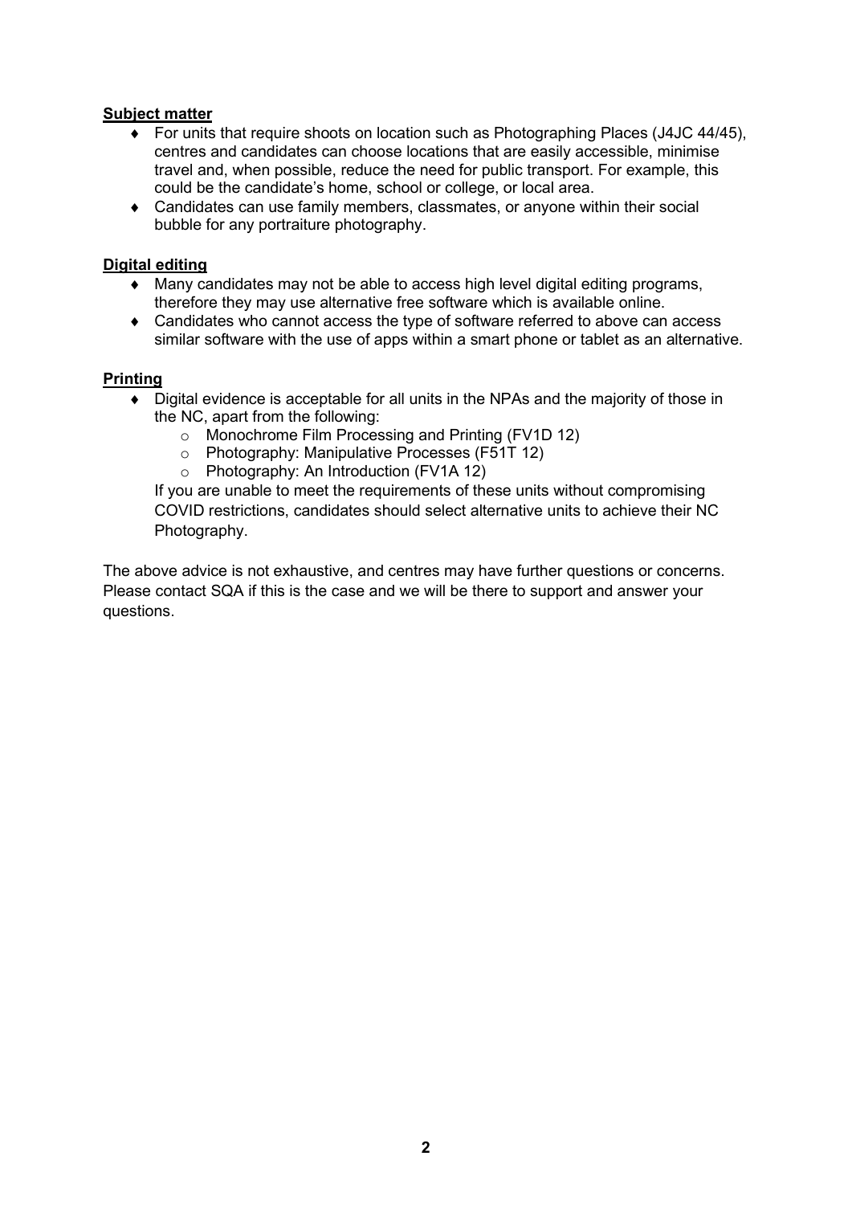**Subject matter**

- For units that require shoots on location such as Photographing Places (J4JC 44/45), centres and candidates can choose locations that are easily accessible, minimise travel and, when possible, reduce the need for public transport. For example, this could be the candidate's home, school or college, or local area.
- Candidates can use family members, classmates, or anyone within their social bubble for any portraiture photography.

**Digital editing**

- Many candidates may not be able to access high level digital editing programs, therefore they may use alternative free software which is available online.
- Candidates who cannot access the type of software referred to above can access similar software with the use of apps within a smart phone or tablet as an alternative.

**Printing**

- Digital evidence is acceptable for all units in the NPAs and the majority of those in the NC, apart from the following:
  - Monochrome Film Processing and Printing (FV1D 12)
  - Photography: Manipulative Processes (F51T 12)
  - Photography: An Introduction (FV1A 12)

  If you are unable to meet the requirements of these units without compromising COVID restrictions, candidates should select alternative units to achieve their NC Photography.

The above advice is not exhaustive, and centres may have further questions or concerns. Please contact SQA if this is the case and we will be there to support and answer your questions.